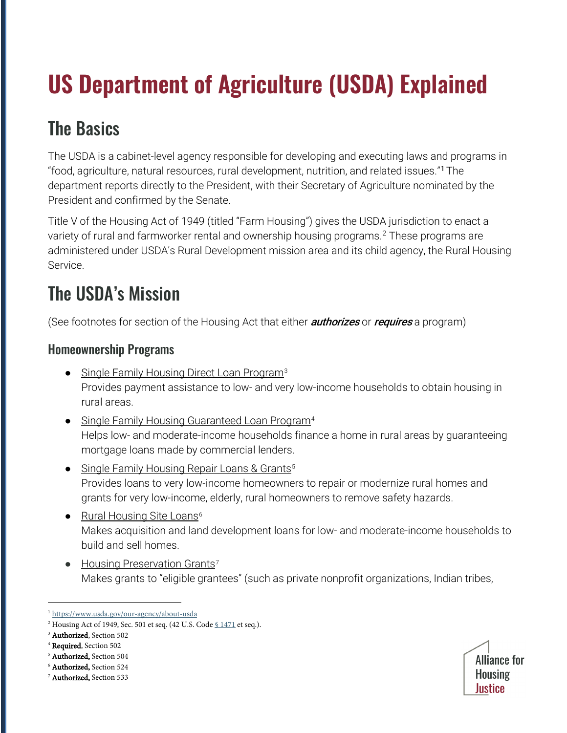# US Department of Agriculture (USDA) Explained

## The Basics

The USDA is a cabinet-level agency responsible for developing and executing laws and programs in "food, agriculture, natural resources, rural development, nutrition, and related issues."[1] The department reports directly to the President, with their Secretary of Agriculture nominated by the President and confirmed by the Senate.

Title V of the Housing Act of 1949 (titled "Farm Housing") gives the USDA jurisdiction to enact a variety of rural and farmworker rental and ownership housing programs.[2] These programs are administered under USDA's Rural Development mission area and its child agency, the Rural Housing Service.

## The USDA's Mission

(See footnotes for section of the Housing Act that either ***authorizes*** or ***requires*** a program)

### Homeownership Programs

- Single Family Housing Direct Loan Program[3]
  Provides payment assistance to low- and very low-income households to obtain housing in rural areas.
- Single Family Housing Guaranteed Loan Program[4]
  Helps low- and moderate-income households finance a home in rural areas by guaranteeing mortgage loans made by commercial lenders.
- Single Family Housing Repair Loans & Grants[5]
  Provides loans to very low-income homeowners to repair or modernize rural homes and grants for very low-income, elderly, rural homeowners to remove safety hazards.
- Rural Housing Site Loans[6]
  Makes acquisition and land development loans for low- and moderate-income households to build and sell homes.
- Housing Preservation Grants[7]
  Makes grants to "eligible grantees" (such as private nonprofit organizations, Indian tribes,

---

[1] https://www.usda.gov/our-agency/about-usda

[2] Housing Act of 1949, Sec. 501 et seq. (42 U.S. Code § 1471 et seq.).

[3] **Authorized**, Section 502

[4] **Required**, Section 502

[5] **Authorized,** Section 504

[6] **Authorized,** Section 524

[7] **Authorized,** Section 533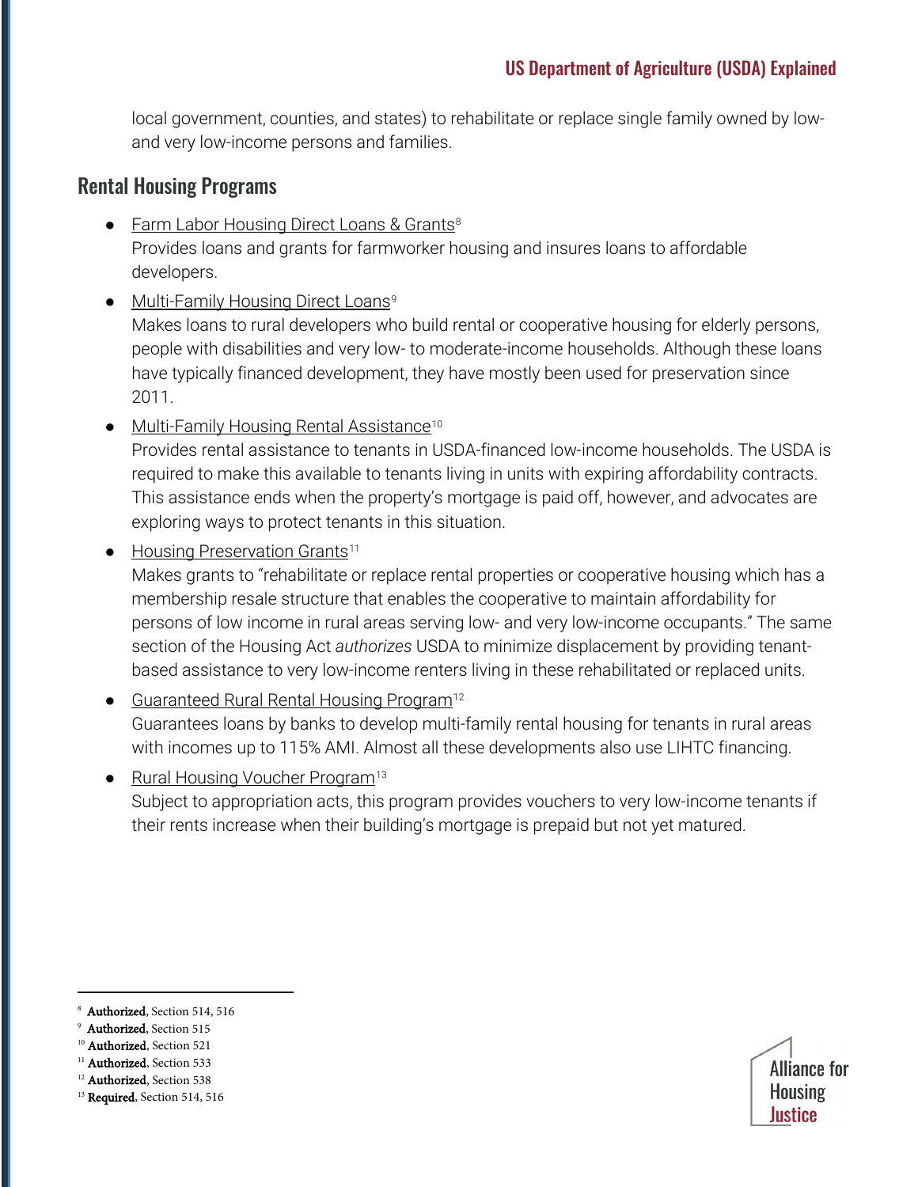local government, counties, and states) to rehabilitate or replace single family owned by low- and very low-income persons and families.

## Rental Housing Programs

- Farm Labor Housing Direct Loans & Grants[8]
  Provides loans and grants for farmworker housing and insures loans to affordable developers.
- Multi-Family Housing Direct Loans[9]
  Makes loans to rural developers who build rental or cooperative housing for elderly persons, people with disabilities and very low- to moderate-income households. Although these loans have typically financed development, they have mostly been used for preservation since 2011.
- Multi-Family Housing Rental Assistance[10]
  Provides rental assistance to tenants in USDA-financed low-income households. The USDA is required to make this available to tenants living in units with expiring affordability contracts. This assistance ends when the property's mortgage is paid off, however, and advocates are exploring ways to protect tenants in this situation.
- Housing Preservation Grants[11]
  Makes grants to "rehabilitate or replace rental properties or cooperative housing which has a membership resale structure that enables the cooperative to maintain affordability for persons of low income in rural areas serving low- and very low-income occupants." The same section of the Housing Act *authorizes* USDA to minimize displacement by providing tenant-based assistance to very low-income renters living in these rehabilitated or replaced units.
- Guaranteed Rural Rental Housing Program[12]
  Guarantees loans by banks to develop multi-family rental housing for tenants in rural areas with incomes up to 115% AMI. Almost all these developments also use LIHTC financing.
- Rural Housing Voucher Program[13]
  Subject to appropriation acts, this program provides vouchers to very low-income tenants if their rents increase when their building's mortgage is prepaid but not yet matured.

---

[8] **Authorized**, Section 514, 516
[9] **Authorized**, Section 515
[10] **Authorized**, Section 521
[11] **Authorized**, Section 533
[12] **Authorized**, Section 538
[13] **Required**, Section 514, 516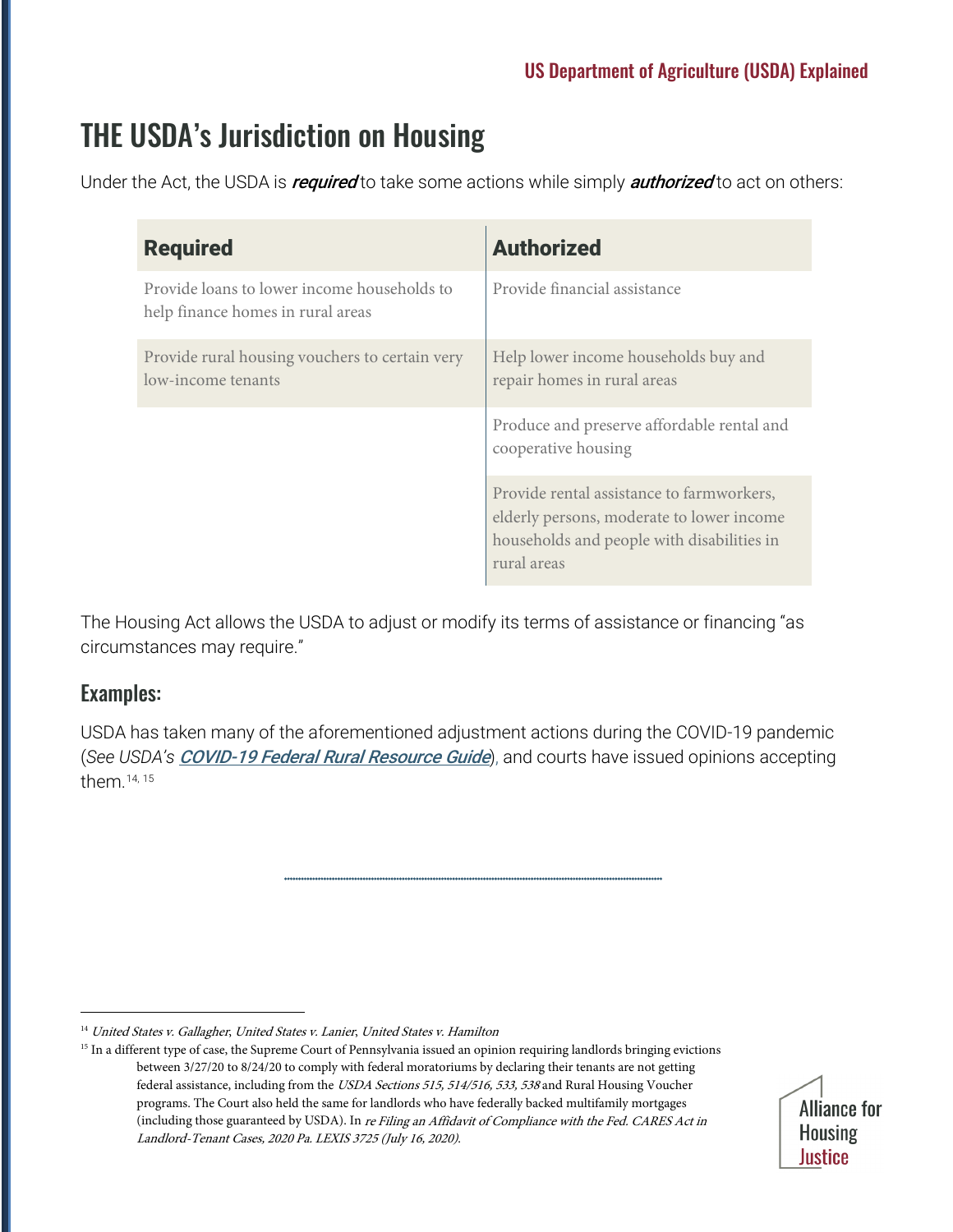# THE USDA's Jurisdiction on Housing

Under the Act, the USDA is ***required*** to take some actions while simply ***authorized*** to act on others:

| Required | Authorized |
|---|---|
| Provide loans to lower income households to help finance homes in rural areas | Provide financial assistance |
| Provide rural housing vouchers to certain very low-income tenants | Help lower income households buy and repair homes in rural areas |
| | Produce and preserve affordable rental and cooperative housing |
| | Provide rental assistance to farmworkers, elderly persons, moderate to lower income households and people with disabilities in rural areas |

The Housing Act allows the USDA to adjust or modify its terms of assistance or financing "as circumstances may require."

## Examples:

USDA has taken many of the aforementioned adjustment actions during the COVID-19 pandemic (*See USDA's* ***COVID-19 Federal Rural Resource Guide***), and courts have issued opinions accepting them.[14, 15]

---

[14] *United States v. Gallagher, United States v. Lanier, United States v. Hamilton*

[15] In a different type of case, the Supreme Court of Pennsylvania issued an opinion requiring landlords bringing evictions between 3/27/20 to 8/24/20 to comply with federal moratoriums by declaring their tenants are not getting federal assistance, including from the *USDA Sections 515, 514/516, 533, 538* and Rural Housing Voucher programs. The Court also held the same for landlords who have federally backed multifamily mortgages (including those guaranteed by USDA). In *re Filing an Affidavit of Compliance with the Fed. CARES Act in Landlord-Tenant Cases, 2020 Pa. LEXIS 3725 (July 16, 2020).*